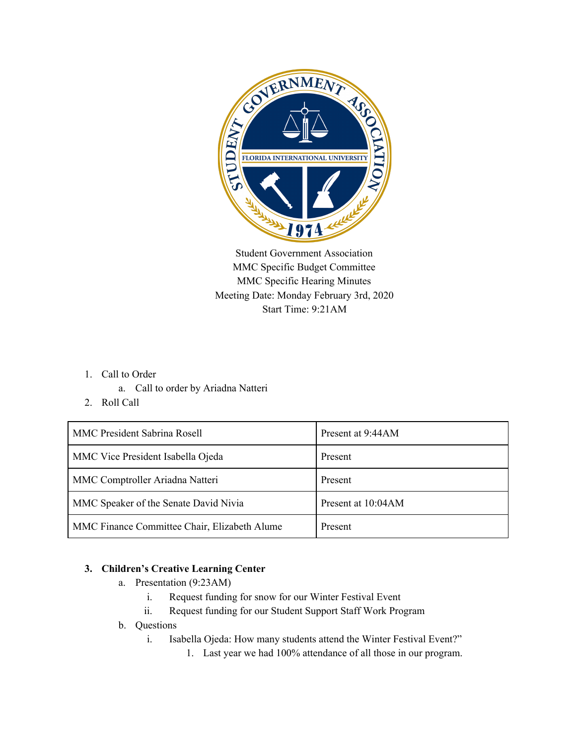Student Government Association
MMC Specific Budget Committee
MMC Specific Hearing Minutes
Meeting Date: Monday February 3rd, 2020
Start Time: 9:21AM

1. Call to Order
   a. Call to order by Ariadna Natteri
2. Roll Call

| | |
|---|---|
| MMC President Sabrina Rosell | Present at 9:44AM |
| MMC Vice President Isabella Ojeda | Present |
| MMC Comptroller Ariadna Natteri | Present |
| MMC Speaker of the Senate David Nivia | Present at 10:04AM |
| MMC Finance Committee Chair, Elizabeth Alume | Present |

3. **Children's Creative Learning Center**
   a. Presentation (9:23AM)
      i. Request funding for snow for our Winter Festival Event
      ii. Request funding for our Student Support Staff Work Program
   b. Questions
      i. Isabella Ojeda: How many students attend the Winter Festival Event?"
         1. Last year we had 100% attendance of all those in our program.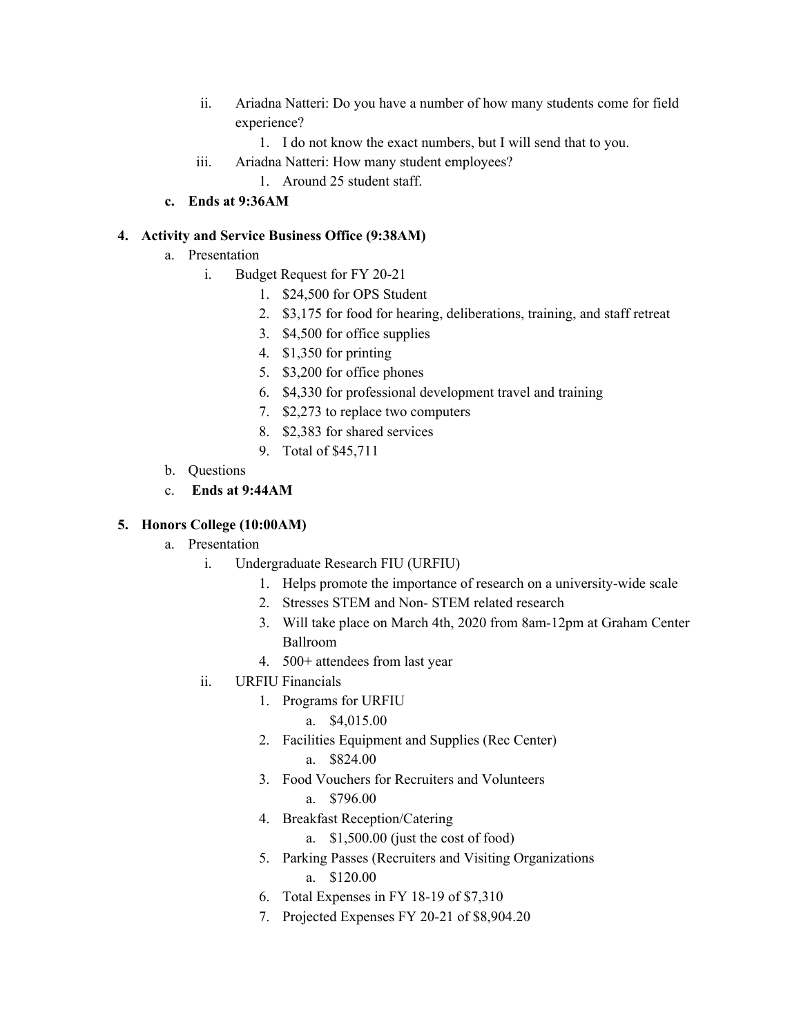ii. Ariadna Natteri: Do you have a number of how many students come for field experience?
    1. I do not know the exact numbers, but I will send that to you.

iii. Ariadna Natteri: How many student employees?
    1. Around 25 student staff.

**c. Ends at 9:36AM**

**4. Activity and Service Business Office (9:38AM)**

a. Presentation
    i. Budget Request for FY 20-21
        1. $24,500 for OPS Student
        2. $3,175 for food for hearing, deliberations, training, and staff retreat
        3. $4,500 for office supplies
        4. $1,350 for printing
        5. $3,200 for office phones
        6. $4,330 for professional development travel and training
        7. $2,273 to replace two computers
        8. $2,383 for shared services
        9. Total of $45,711

b. Questions

c. **Ends at 9:44AM**

**5. Honors College (10:00AM)**

a. Presentation
    i. Undergraduate Research FIU (URFIU)
        1. Helps promote the importance of research on a university-wide scale
        2. Stresses STEM and Non- STEM related research
        3. Will take place on March 4th, 2020 from 8am-12pm at Graham Center Ballroom
        4. 500+ attendees from last year

    ii. URFIU Financials
        1. Programs for URFIU
            a. $4,015.00
        2. Facilities Equipment and Supplies (Rec Center)
            a. $824.00
        3. Food Vouchers for Recruiters and Volunteers
            a. $796.00
        4. Breakfast Reception/Catering
            a. $1,500.00 (just the cost of food)
        5. Parking Passes (Recruiters and Visiting Organizations
            a. $120.00
        6. Total Expenses in FY 18-19 of $7,310
        7. Projected Expenses FY 20-21 of $8,904.20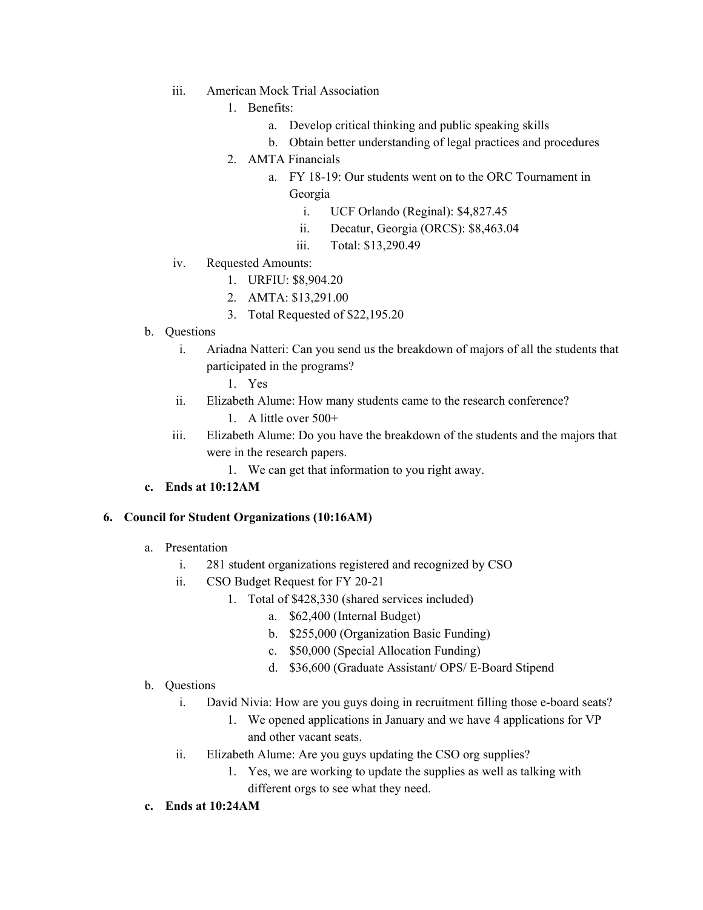iii. American Mock Trial Association
   1. Benefits:
      a. Develop critical thinking and public speaking skills
      b. Obtain better understanding of legal practices and procedures
   2. AMTA Financials
      a. FY 18-19: Our students went on to the ORC Tournament in Georgia
         i. UCF Orlando (Reginal): $4,827.45
         ii. Decatur, Georgia (ORCS): $8,463.04
         iii. Total: $13,290.49

iv. Requested Amounts:
   1. URFIU: $8,904.20
   2. AMTA: $13,291.00
   3. Total Requested of $22,195.20

b. Questions
   i. Ariadna Natteri: Can you send us the breakdown of majors of all the students that participated in the programs?
      1. Yes
   ii. Elizabeth Alume: How many students came to the research conference?
      1. A little over 500+
   iii. Elizabeth Alume: Do you have the breakdown of the students and the majors that were in the research papers.
      1. We can get that information to you right away.

**c. Ends at 10:12AM**

**6. Council for Student Organizations (10:16AM)**

a. Presentation
   i. 281 student organizations registered and recognized by CSO
   ii. CSO Budget Request for FY 20-21
      1. Total of $428,330 (shared services included)
         a. $62,400 (Internal Budget)
         b. $255,000 (Organization Basic Funding)
         c. $50,000 (Special Allocation Funding)
         d. $36,600 (Graduate Assistant/ OPS/ E-Board Stipend

b. Questions
   i. David Nivia: How are you guys doing in recruitment filling those e-board seats?
      1. We opened applications in January and we have 4 applications for VP and other vacant seats.
   ii. Elizabeth Alume: Are you guys updating the CSO org supplies?
      1. Yes, we are working to update the supplies as well as talking with different orgs to see what they need.

**c. Ends at 10:24AM**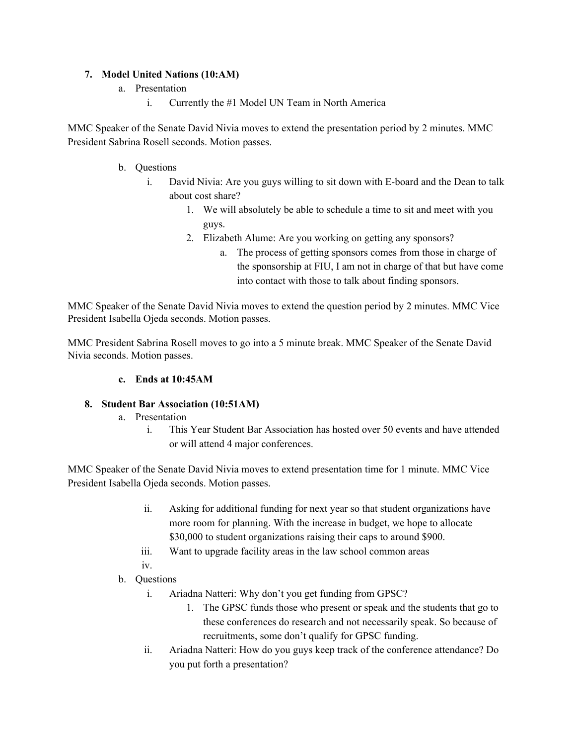7. **Model United Nations (10:AM)**
    a. Presentation
        i. Currently the #1 Model UN Team in North America

MMC Speaker of the Senate David Nivia moves to extend the presentation period by 2 minutes. MMC President Sabrina Rosell seconds. Motion passes.

    b. Questions
        i. David Nivia: Are you guys willing to sit down with E-board and the Dean to talk about cost share?
            1. We will absolutely be able to schedule a time to sit and meet with you guys.
            2. Elizabeth Alume: Are you working on getting any sponsors?
                a. The process of getting sponsors comes from those in charge of the sponsorship at FIU, I am not in charge of that but have come into contact with those to talk about finding sponsors.

MMC Speaker of the Senate David Nivia moves to extend the question period by 2 minutes. MMC Vice President Isabella Ojeda seconds. Motion passes.

MMC President Sabrina Rosell moves to go into a 5 minute break. MMC Speaker of the Senate David Nivia seconds. Motion passes.

    c. **Ends at 10:45AM**

8. **Student Bar Association (10:51AM)**
    a. Presentation
        i. This Year Student Bar Association has hosted over 50 events and have attended or will attend 4 major conferences.

MMC Speaker of the Senate David Nivia moves to extend presentation time for 1 minute. MMC Vice President Isabella Ojeda seconds. Motion passes.

        ii. Asking for additional funding for next year so that student organizations have more room for planning. With the increase in budget, we hope to allocate $30,000 to student organizations raising their caps to around $900.
        iii. Want to upgrade facility areas in the law school common areas
        iv.
    b. Questions
        i. Ariadna Natteri: Why don't you get funding from GPSC?
            1. The GPSC funds those who present or speak and the students that go to these conferences do research and not necessarily speak. So because of recruitments, some don't qualify for GPSC funding.
        ii. Ariadna Natteri: How do you guys keep track of the conference attendance? Do you put forth a presentation?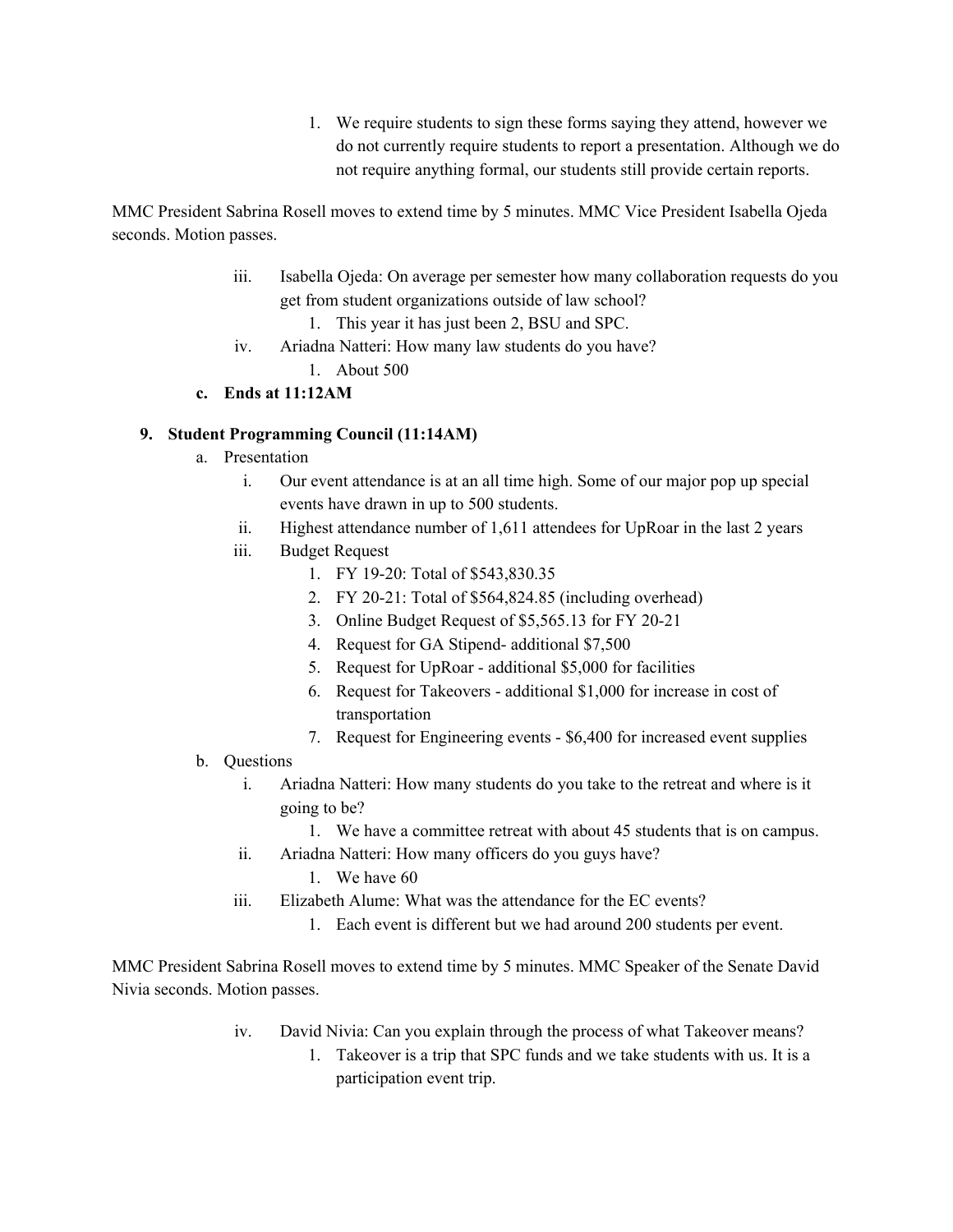1. We require students to sign these forms saying they attend, however we do not currently require students to report a presentation. Although we do not require anything formal, our students still provide certain reports.

MMC President Sabrina Rosell moves to extend time by 5 minutes. MMC Vice President Isabella Ojeda seconds. Motion passes.

iii. Isabella Ojeda: On average per semester how many collaboration requests do you get from student organizations outside of law school?
   1. This year it has just been 2, BSU and SPC.

iv. Ariadna Natteri: How many law students do you have?
   1. About 500

**c. Ends at 11:12AM**

**9. Student Programming Council (11:14AM)**

a. Presentation
   i. Our event attendance is at an all time high. Some of our major pop up special events have drawn in up to 500 students.
   ii. Highest attendance number of 1,611 attendees for UpRoar in the last 2 years
   iii. Budget Request
      1. FY 19-20: Total of $543,830.35
      2. FY 20-21: Total of $564,824.85 (including overhead)
      3. Online Budget Request of $5,565.13 for FY 20-21
      4. Request for GA Stipend- additional $7,500
      5. Request for UpRoar - additional $5,000 for facilities
      6. Request for Takeovers - additional $1,000 for increase in cost of transportation
      7. Request for Engineering events - $6,400 for increased event supplies

b. Questions
   i. Ariadna Natteri: How many students do you take to the retreat and where is it going to be?
      1. We have a committee retreat with about 45 students that is on campus.
   ii. Ariadna Natteri: How many officers do you guys have?
      1. We have 60
   iii. Elizabeth Alume: What was the attendance for the EC events?
      1. Each event is different but we had around 200 students per event.

MMC President Sabrina Rosell moves to extend time by 5 minutes. MMC Speaker of the Senate David Nivia seconds. Motion passes.

iv. David Nivia: Can you explain through the process of what Takeover means?
   1. Takeover is a trip that SPC funds and we take students with us. It is a participation event trip.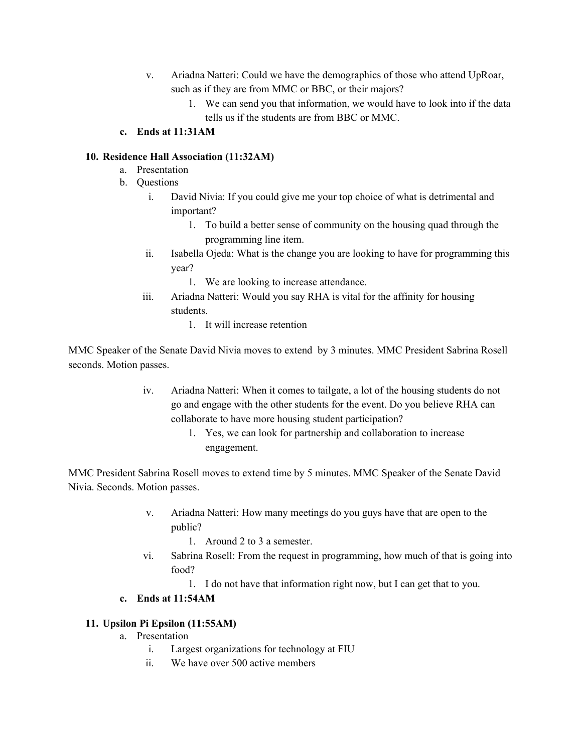v. Ariadna Natteri: Could we have the demographics of those who attend UpRoar, such as if they are from MMC or BBC, or their majors?
    1. We can send you that information, we would have to look into if the data tells us if the students are from BBC or MMC.

**c. Ends at 11:31AM**

**10. Residence Hall Association (11:32AM)**

a. Presentation

b. Questions

i. David Nivia: If you could give me your top choice of what is detrimental and important?
    1. To build a better sense of community on the housing quad through the programming line item.

ii. Isabella Ojeda: What is the change you are looking to have for programming this year?
    1. We are looking to increase attendance.

iii. Ariadna Natteri: Would you say RHA is vital for the affinity for housing students.
    1. It will increase retention

MMC Speaker of the Senate David Nivia moves to extend  by 3 minutes. MMC President Sabrina Rosell seconds. Motion passes.

iv. Ariadna Natteri: When it comes to tailgate, a lot of the housing students do not go and engage with the other students for the event. Do you believe RHA can collaborate to have more housing student participation?
    1. Yes, we can look for partnership and collaboration to increase engagement.

MMC President Sabrina Rosell moves to extend time by 5 minutes. MMC Speaker of the Senate David Nivia. Seconds. Motion passes.

v. Ariadna Natteri: How many meetings do you guys have that are open to the public?
    1. Around 2 to 3 a semester.

vi. Sabrina Rosell: From the request in programming, how much of that is going into food?
    1. I do not have that information right now, but I can get that to you.

**c. Ends at 11:54AM**

**11. Upsilon Pi Epsilon (11:55AM)**

a. Presentation

i. Largest organizations for technology at FIU

ii. We have over 500 active members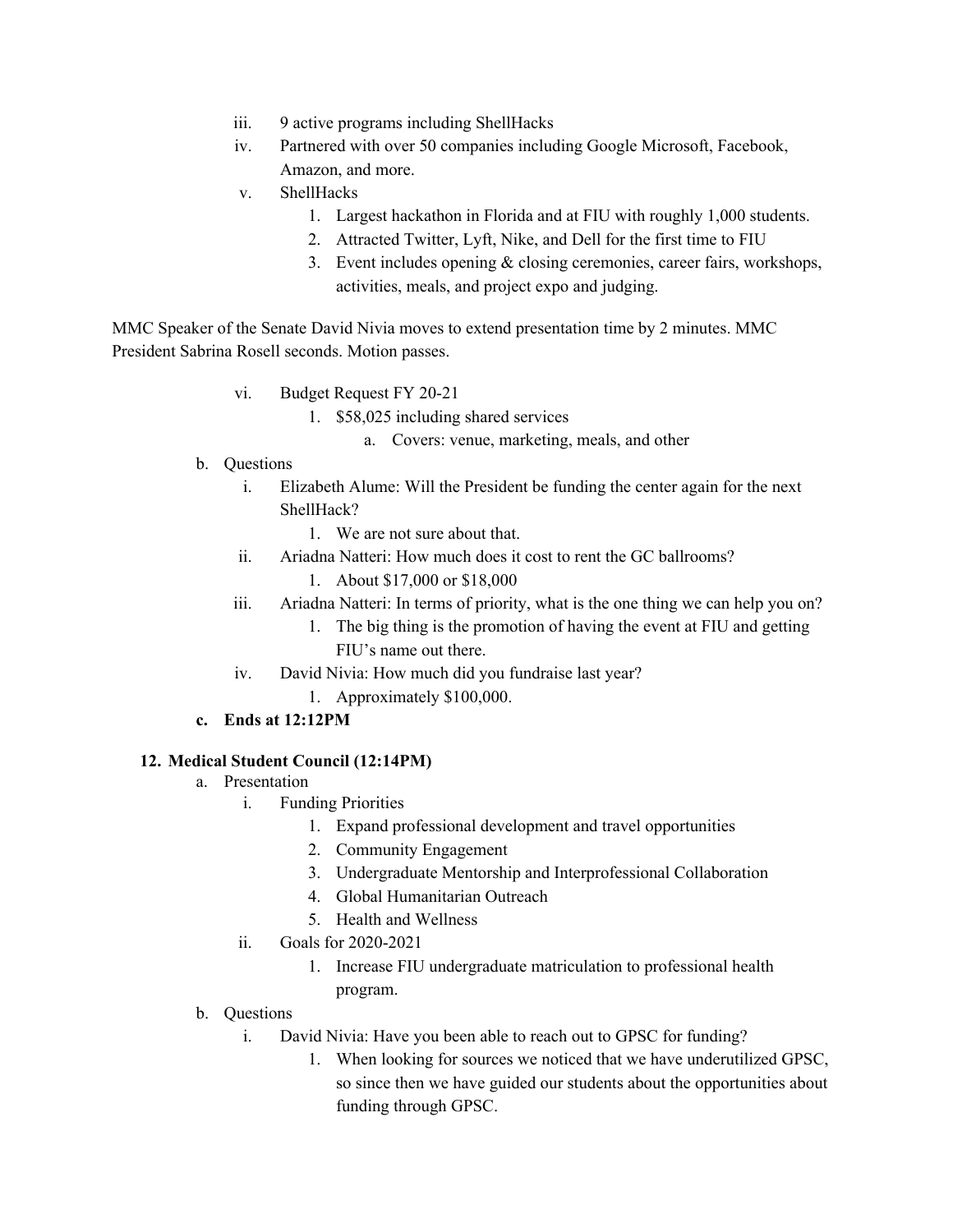iii. 9 active programs including ShellHacks

iv. Partnered with over 50 companies including Google Microsoft, Facebook, Amazon, and more.

v. ShellHacks
   1. Largest hackathon in Florida and at FIU with roughly 1,000 students.
   2. Attracted Twitter, Lyft, Nike, and Dell for the first time to FIU
   3. Event includes opening & closing ceremonies, career fairs, workshops, activities, meals, and project expo and judging.

MMC Speaker of the Senate David Nivia moves to extend presentation time by 2 minutes. MMC President Sabrina Rosell seconds. Motion passes.

vi. Budget Request FY 20-21
   1. $58,025 including shared services
      a. Covers: venue, marketing, meals, and other

b. Questions
   i. Elizabeth Alume: Will the President be funding the center again for the next ShellHack?
      1. We are not sure about that.
   ii. Ariadna Natteri: How much does it cost to rent the GC ballrooms?
      1. About $17,000 or $18,000
   iii. Ariadna Natteri: In terms of priority, what is the one thing we can help you on?
      1. The big thing is the promotion of having the event at FIU and getting FIU's name out there.
   iv. David Nivia: How much did you fundraise last year?
      1. Approximately $100,000.

**c. Ends at 12:12PM**

**12. Medical Student Council (12:14PM)**

a. Presentation
   i. Funding Priorities
      1. Expand professional development and travel opportunities
      2. Community Engagement
      3. Undergraduate Mentorship and Interprofessional Collaboration
      4. Global Humanitarian Outreach
      5. Health and Wellness
   ii. Goals for 2020-2021
      1. Increase FIU undergraduate matriculation to professional health program.

b. Questions
   i. David Nivia: Have you been able to reach out to GPSC for funding?
      1. When looking for sources we noticed that we have underutilized GPSC, so since then we have guided our students about the opportunities about funding through GPSC.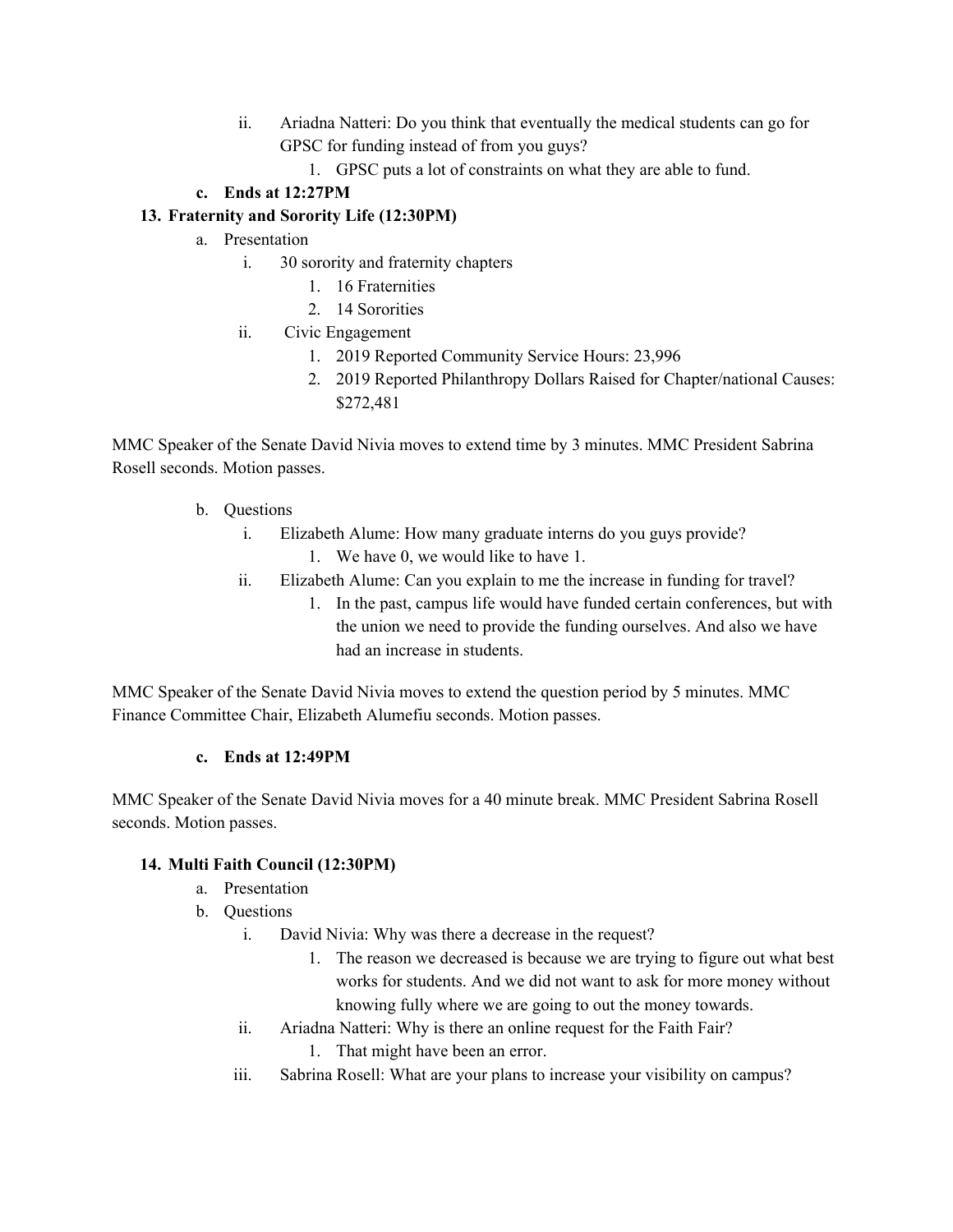ii. Ariadna Natteri: Do you think that eventually the medical students can go for GPSC for funding instead of from you guys?
    1. GPSC puts a lot of constraints on what they are able to fund.

**c. Ends at 12:27PM**

**13. Fraternity and Sorority Life (12:30PM)**

a. Presentation
   i. 30 sorority and fraternity chapters
      1. 16 Fraternities
      2. 14 Sororities
   ii. Civic Engagement
      1. 2019 Reported Community Service Hours: 23,996
      2. 2019 Reported Philanthropy Dollars Raised for Chapter/national Causes: $272,481

MMC Speaker of the Senate David Nivia moves to extend time by 3 minutes. MMC President Sabrina Rosell seconds. Motion passes.

b. Questions
   i. Elizabeth Alume: How many graduate interns do you guys provide?
      1. We have 0, we would like to have 1.
   ii. Elizabeth Alume: Can you explain to me the increase in funding for travel?
      1. In the past, campus life would have funded certain conferences, but with the union we need to provide the funding ourselves. And also we have had an increase in students.

MMC Speaker of the Senate David Nivia moves to extend the question period by 5 minutes. MMC Finance Committee Chair, Elizabeth Alumefiu seconds. Motion passes.

**c. Ends at 12:49PM**

MMC Speaker of the Senate David Nivia moves for a 40 minute break. MMC President Sabrina Rosell seconds. Motion passes.

**14. Multi Faith Council (12:30PM)**

a. Presentation

b. Questions
   i. David Nivia: Why was there a decrease in the request?
      1. The reason we decreased is because we are trying to figure out what best works for students. And we did not want to ask for more money without knowing fully where we are going to out the money towards.
   ii. Ariadna Natteri: Why is there an online request for the Faith Fair?
      1. That might have been an error.
   iii. Sabrina Rosell: What are your plans to increase your visibility on campus?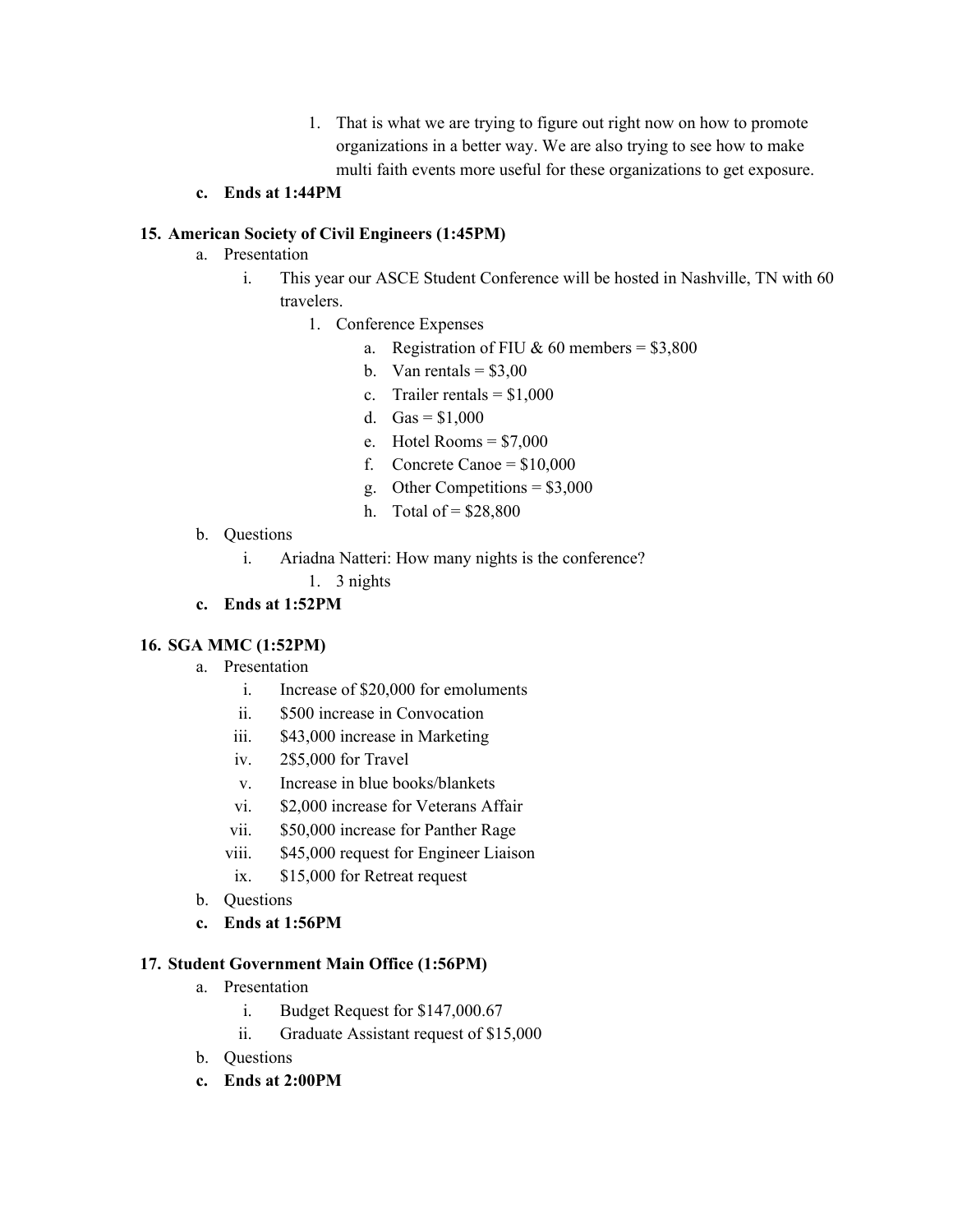1. That is what we are trying to figure out right now on how to promote organizations in a better way. We are also trying to see how to make multi faith events more useful for these organizations to get exposure.

c. **Ends at 1:44PM**

**15. American Society of Civil Engineers (1:45PM)**

a. Presentation
   i. This year our ASCE Student Conference will be hosted in Nashville, TN with 60 travelers.
      1. Conference Expenses
         a. Registration of FIU & 60 members = $3,800
         b. Van rentals = $3,00
         c. Trailer rentals = $1,000
         d. Gas = $1,000
         e. Hotel Rooms = $7,000
         f. Concrete Canoe = $10,000
         g. Other Competitions = $3,000
         h. Total of = $28,800

b. Questions
   i. Ariadna Natteri: How many nights is the conference?
      1. 3 nights

c. **Ends at 1:52PM**

**16. SGA MMC (1:52PM)**

a. Presentation
   i. Increase of $20,000 for emoluments
   ii. $500 increase in Convocation
   iii. $43,000 increase in Marketing
   iv. 2$5,000 for Travel
   v. Increase in blue books/blankets
   vi. $2,000 increase for Veterans Affair
   vii. $50,000 increase for Panther Rage
   viii. $45,000 request for Engineer Liaison
   ix. $15,000 for Retreat request

b. Questions

c. **Ends at 1:56PM**

**17. Student Government Main Office (1:56PM)**

a. Presentation
   i. Budget Request for $147,000.67
   ii. Graduate Assistant request of $15,000

b. Questions

c. **Ends at 2:00PM**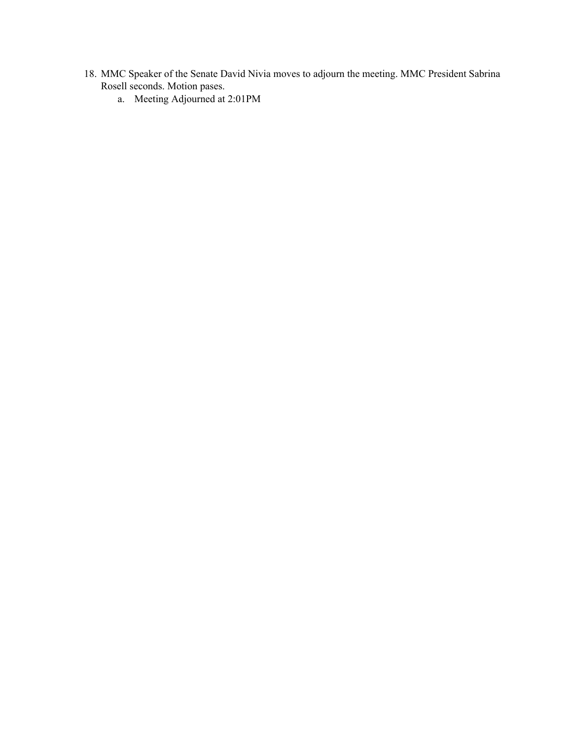18. MMC Speaker of the Senate David Nivia moves to adjourn the meeting. MMC President Sabrina Rosell seconds. Motion pases.
    a. Meeting Adjourned at 2:01PM